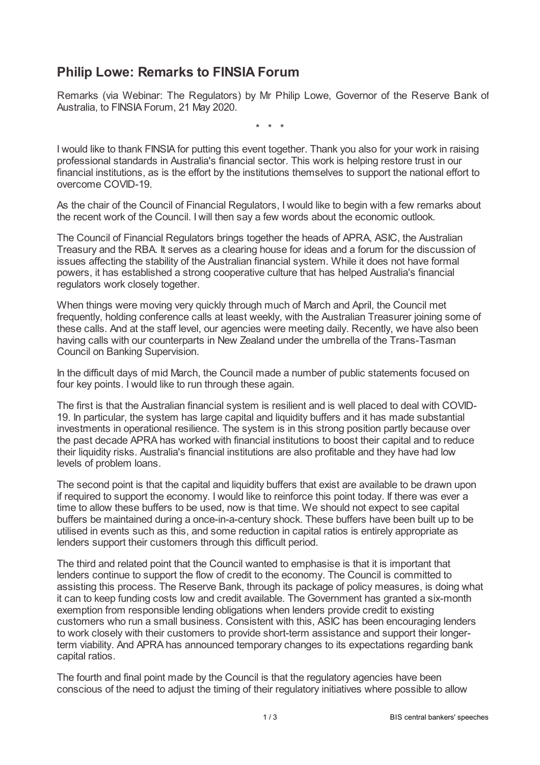# Philip Lowe: Remarks to FINSIA Forum

Remarks (via Webinar: The Regulators) by Mr Philip Lowe, Governor of the Reserve Bank of Australia, to FINSIA Forum, 21 May 2020.

\* \* \*

I would like to thank FINSIA for putting this event together. Thank you also for your work in raising professional standards in Australia's financial sector. This work is helping restore trust in our financial institutions, as is the effort by the institutions themselves to support the national effort to overcome COVID-19.

As the chair of the Council of Financial Regulators, I would like to begin with a few remarks about the recent work of the Council. I will then say a few words about the economic outlook.

The Council of Financial Regulators brings together the heads of APRA, ASIC, the Australian Treasury and the RBA. It serves as a clearing house for ideas and a forum for the discussion of issues affecting the stability of the Australian financial system. While it does not have formal powers, it has established a strong cooperative culture that has helped Australia's financial regulators work closely together.

When things were moving very quickly through much of March and April, the Council met frequently, holding conference calls at least weekly, with the Australian Treasurer joining some of these calls. And at the staff level, our agencies were meeting daily. Recently, we have also been having calls with our counterparts in New Zealand under the umbrella of the Trans-Tasman Council on Banking Supervision.

In the difficult days of mid March, the Council made a number of public statements focused on four key points. I would like to run through these again.

The first is that the Australian financial system is resilient and is well placed to deal with COVID-19. In particular, the system has large capital and liquidity buffers and it has made substantial investments in operational resilience. The system is in this strong position partly because over the past decade APRA has worked with financial institutions to boost their capital and to reduce their liquidity risks. Australia's financial institutions are also profitable and they have had low levels of problem loans.

The second point is that the capital and liquidity buffers that exist are available to be drawn upon if required to support the economy. I would like to reinforce this point today. If there was ever a time to allow these buffers to be used, now is that time. We should not expect to see capital buffers be maintained during a once-in-a-century shock. These buffers have been built up to be utilised in events such as this, and some reduction in capital ratios is entirely appropriate as lenders support their customers through this difficult period.

The third and related point that the Council wanted to emphasise is that it is important that lenders continue to support the flow of credit to the economy. The Council is committed to assisting this process. The Reserve Bank, through its package of policy measures, is doing what it can to keep funding costs low and credit available. The Government has granted a six-month exemption from responsible lending obligations when lenders provide credit to existing customers who run a small business. Consistent with this, ASIC has been encouraging lenders to work closely with their customers to provide short-term assistance and support their longer-term viability. And APRA has announced temporary changes to its expectations regarding bank capital ratios.

The fourth and final point made by the Council is that the regulatory agencies have been conscious of the need to adjust the timing of their regulatory initiatives where possible to allow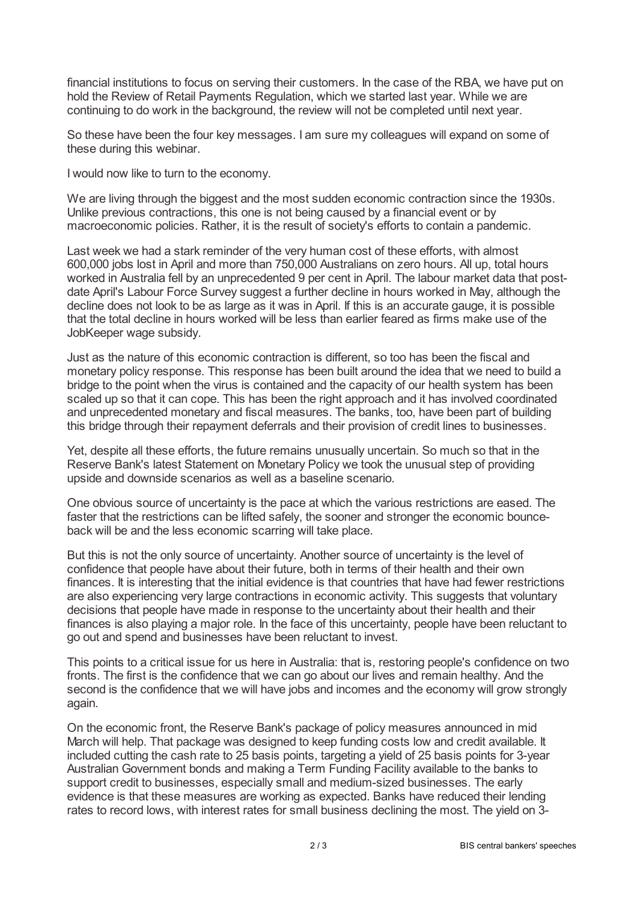financial institutions to focus on serving their customers. In the case of the RBA, we have put on hold the Review of Retail Payments Regulation, which we started last year. While we are continuing to do work in the background, the review will not be completed until next year.

So these have been the four key messages. I am sure my colleagues will expand on some of these during this webinar.

I would now like to turn to the economy.

We are living through the biggest and the most sudden economic contraction since the 1930s. Unlike previous contractions, this one is not being caused by a financial event or by macroeconomic policies. Rather, it is the result of society's efforts to contain a pandemic.

Last week we had a stark reminder of the very human cost of these efforts, with almost 600,000 jobs lost in April and more than 750,000 Australians on zero hours. All up, total hours worked in Australia fell by an unprecedented 9 per cent in April. The labour market data that post-date April's Labour Force Survey suggest a further decline in hours worked in May, although the decline does not look to be as large as it was in April. If this is an accurate gauge, it is possible that the total decline in hours worked will be less than earlier feared as firms make use of the JobKeeper wage subsidy.

Just as the nature of this economic contraction is different, so too has been the fiscal and monetary policy response. This response has been built around the idea that we need to build a bridge to the point when the virus is contained and the capacity of our health system has been scaled up so that it can cope. This has been the right approach and it has involved coordinated and unprecedented monetary and fiscal measures. The banks, too, have been part of building this bridge through their repayment deferrals and their provision of credit lines to businesses.

Yet, despite all these efforts, the future remains unusually uncertain. So much so that in the Reserve Bank's latest Statement on Monetary Policy we took the unusual step of providing upside and downside scenarios as well as a baseline scenario.

One obvious source of uncertainty is the pace at which the various restrictions are eased. The faster that the restrictions can be lifted safely, the sooner and stronger the economic bounce-back will be and the less economic scarring will take place.

But this is not the only source of uncertainty. Another source of uncertainty is the level of confidence that people have about their future, both in terms of their health and their own finances. It is interesting that the initial evidence is that countries that have had fewer restrictions are also experiencing very large contractions in economic activity. This suggests that voluntary decisions that people have made in response to the uncertainty about their health and their finances is also playing a major role. In the face of this uncertainty, people have been reluctant to go out and spend and businesses have been reluctant to invest.

This points to a critical issue for us here in Australia: that is, restoring people's confidence on two fronts. The first is the confidence that we can go about our lives and remain healthy. And the second is the confidence that we will have jobs and incomes and the economy will grow strongly again.

On the economic front, the Reserve Bank's package of policy measures announced in mid March will help. That package was designed to keep funding costs low and credit available. It included cutting the cash rate to 25 basis points, targeting a yield of 25 basis points for 3-year Australian Government bonds and making a Term Funding Facility available to the banks to support credit to businesses, especially small and medium-sized businesses. The early evidence is that these measures are working as expected. Banks have reduced their lending rates to record lows, with interest rates for small business declining the most. The yield on 3-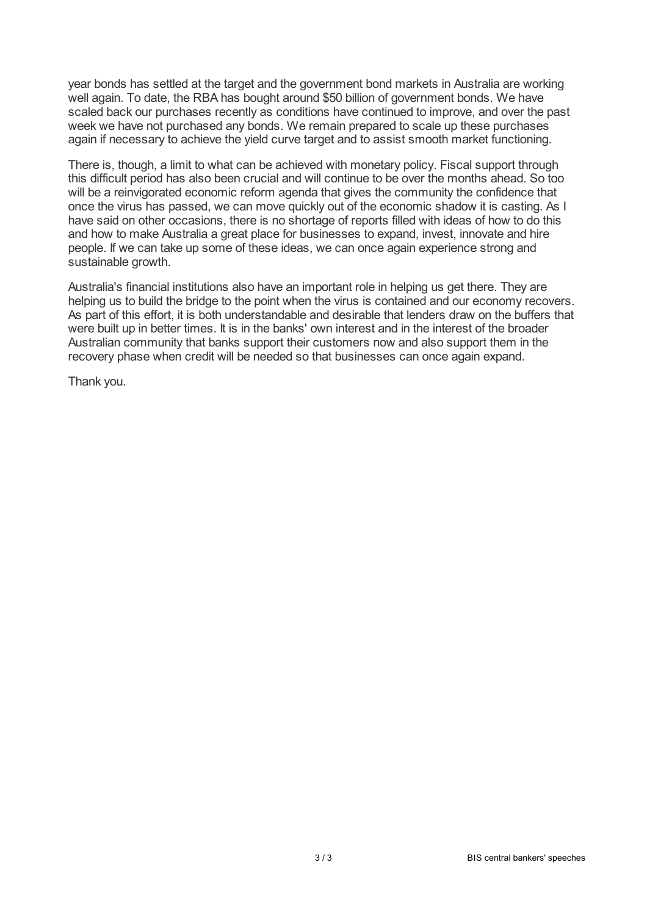year bonds has settled at the target and the government bond markets in Australia are working well again. To date, the RBA has bought around $50 billion of government bonds. We have scaled back our purchases recently as conditions have continued to improve, and over the past week we have not purchased any bonds. We remain prepared to scale up these purchases again if necessary to achieve the yield curve target and to assist smooth market functioning.

There is, though, a limit to what can be achieved with monetary policy. Fiscal support through this difficult period has also been crucial and will continue to be over the months ahead. So too will be a reinvigorated economic reform agenda that gives the community the confidence that once the virus has passed, we can move quickly out of the economic shadow it is casting. As I have said on other occasions, there is no shortage of reports filled with ideas of how to do this and how to make Australia a great place for businesses to expand, invest, innovate and hire people. If we can take up some of these ideas, we can once again experience strong and sustainable growth.

Australia's financial institutions also have an important role in helping us get there. They are helping us to build the bridge to the point when the virus is contained and our economy recovers. As part of this effort, it is both understandable and desirable that lenders draw on the buffers that were built up in better times. It is in the banks' own interest and in the interest of the broader Australian community that banks support their customers now and also support them in the recovery phase when credit will be needed so that businesses can once again expand.

Thank you.